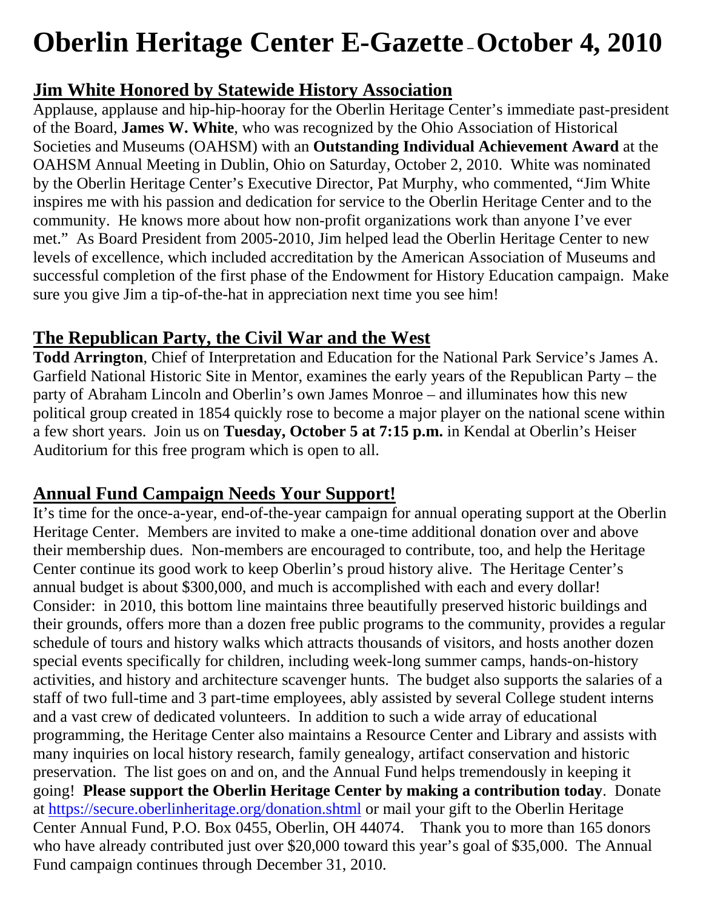# Oberlin Heritage Center E-Gazette – October 4, 2010

## Jim White Honored by Statewide History Association

Applause, applause and hip-hip-hooray for the Oberlin Heritage Center's immediate past-president of the Board, **James W. White**, who was recognized by the Ohio Association of Historical Societies and Museums (OAHSM) with an **Outstanding Individual Achievement Award** at the OAHSM Annual Meeting in Dublin, Ohio on Saturday, October 2, 2010. White was nominated by the Oberlin Heritage Center's Executive Director, Pat Murphy, who commented, "Jim White inspires me with his passion and dedication for service to the Oberlin Heritage Center and to the community. He knows more about how non-profit organizations work than anyone I've ever met." As Board President from 2005-2010, Jim helped lead the Oberlin Heritage Center to new levels of excellence, which included accreditation by the American Association of Museums and successful completion of the first phase of the Endowment for History Education campaign. Make sure you give Jim a tip-of-the-hat in appreciation next time you see him!

## The Republican Party, the Civil War and the West

**Todd Arrington**, Chief of Interpretation and Education for the National Park Service's James A. Garfield National Historic Site in Mentor, examines the early years of the Republican Party – the party of Abraham Lincoln and Oberlin's own James Monroe – and illuminates how this new political group created in 1854 quickly rose to become a major player on the national scene within a few short years. Join us on **Tuesday, October 5 at 7:15 p.m.** in Kendal at Oberlin's Heiser Auditorium for this free program which is open to all.

## Annual Fund Campaign Needs Your Support!

It's time for the once-a-year, end-of-the-year campaign for annual operating support at the Oberlin Heritage Center. Members are invited to make a one-time additional donation over and above their membership dues. Non-members are encouraged to contribute, too, and help the Heritage Center continue its good work to keep Oberlin's proud history alive. The Heritage Center's annual budget is about $300,000, and much is accomplished with each and every dollar! Consider: in 2010, this bottom line maintains three beautifully preserved historic buildings and their grounds, offers more than a dozen free public programs to the community, provides a regular schedule of tours and history walks which attracts thousands of visitors, and hosts another dozen special events specifically for children, including week-long summer camps, hands-on-history activities, and history and architecture scavenger hunts. The budget also supports the salaries of a staff of two full-time and 3 part-time employees, ably assisted by several College student interns and a vast crew of dedicated volunteers. In addition to such a wide array of educational programming, the Heritage Center also maintains a Resource Center and Library and assists with many inquiries on local history research, family genealogy, artifact conservation and historic preservation. The list goes on and on, and the Annual Fund helps tremendously in keeping it going! **Please support the Oberlin Heritage Center by making a contribution today**. Donate at https://secure.oberlinheritage.org/donation.shtml or mail your gift to the Oberlin Heritage Center Annual Fund, P.O. Box 0455, Oberlin, OH 44074. Thank you to more than 165 donors who have already contributed just over $20,000 toward this year's goal of $35,000. The Annual Fund campaign continues through December 31, 2010.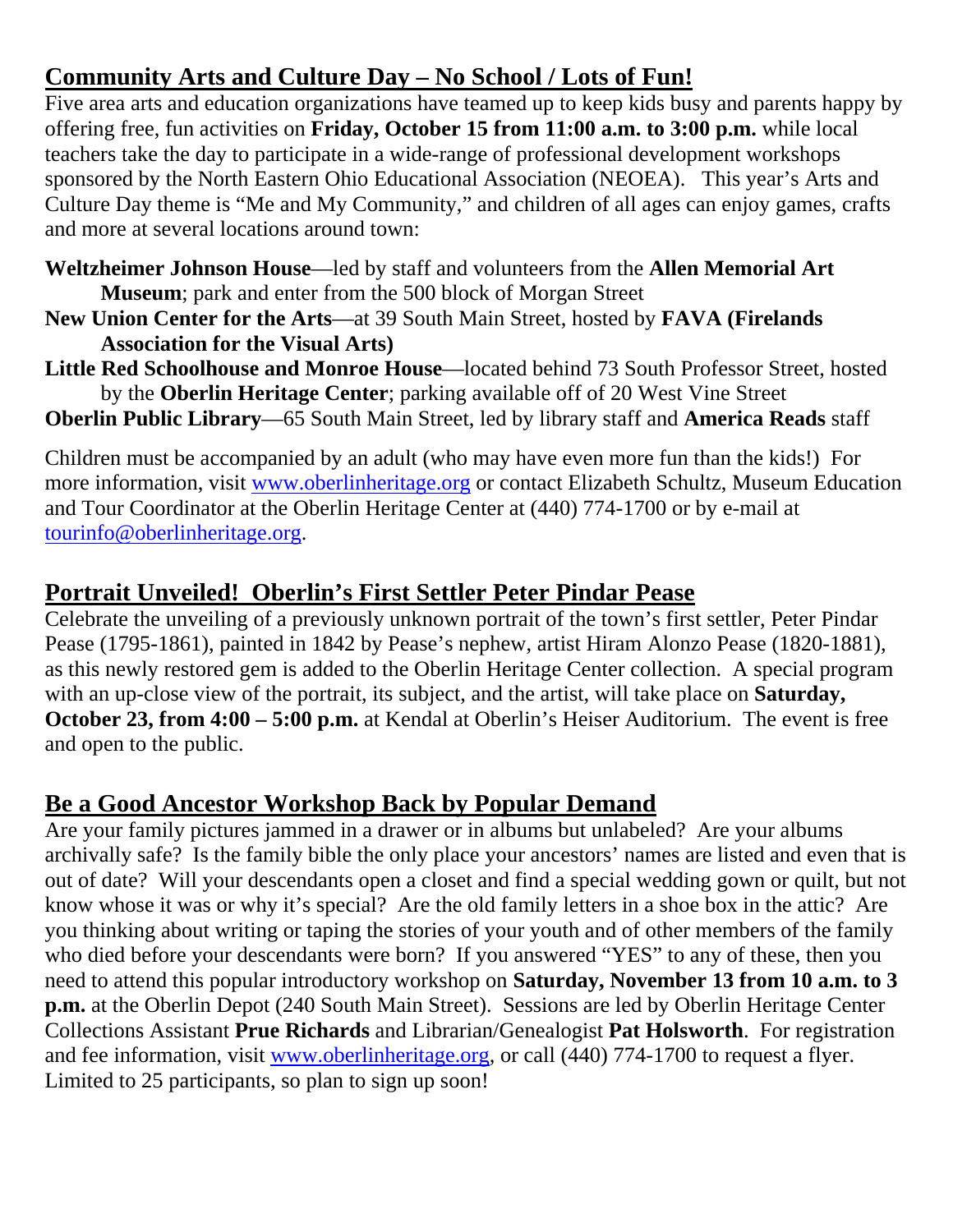## Community Arts and Culture Day – No School / Lots of Fun!

Five area arts and education organizations have teamed up to keep kids busy and parents happy by offering free, fun activities on **Friday, October 15 from 11:00 a.m. to 3:00 p.m.** while local teachers take the day to participate in a wide-range of professional development workshops sponsored by the North Eastern Ohio Educational Association (NEOEA). This year's Arts and Culture Day theme is "Me and My Community," and children of all ages can enjoy games, crafts and more at several locations around town:

**Weltzheimer Johnson House**—led by staff and volunteers from the **Allen Memorial Art Museum**; park and enter from the 500 block of Morgan Street

**New Union Center for the Arts**—at 39 South Main Street, hosted by **FAVA (Firelands Association for the Visual Arts)**

**Little Red Schoolhouse and Monroe House**—located behind 73 South Professor Street, hosted by the **Oberlin Heritage Center**; parking available off of 20 West Vine Street

**Oberlin Public Library**—65 South Main Street, led by library staff and **America Reads** staff

Children must be accompanied by an adult (who may have even more fun than the kids!) For more information, visit www.oberlinheritage.org or contact Elizabeth Schultz, Museum Education and Tour Coordinator at the Oberlin Heritage Center at (440) 774-1700 or by e-mail at tourinfo@oberlinheritage.org.

## Portrait Unveiled! Oberlin's First Settler Peter Pindar Pease

Celebrate the unveiling of a previously unknown portrait of the town's first settler, Peter Pindar Pease (1795-1861), painted in 1842 by Pease's nephew, artist Hiram Alonzo Pease (1820-1881), as this newly restored gem is added to the Oberlin Heritage Center collection. A special program with an up-close view of the portrait, its subject, and the artist, will take place on **Saturday, October 23, from 4:00 – 5:00 p.m.** at Kendal at Oberlin's Heiser Auditorium. The event is free and open to the public.

## Be a Good Ancestor Workshop Back by Popular Demand

Are your family pictures jammed in a drawer or in albums but unlabeled? Are your albums archivally safe? Is the family bible the only place your ancestors' names are listed and even that is out of date? Will your descendants open a closet and find a special wedding gown or quilt, but not know whose it was or why it's special? Are the old family letters in a shoe box in the attic? Are you thinking about writing or taping the stories of your youth and of other members of the family who died before your descendants were born? If you answered "YES" to any of these, then you need to attend this popular introductory workshop on **Saturday, November 13 from 10 a.m. to 3 p.m.** at the Oberlin Depot (240 South Main Street). Sessions are led by Oberlin Heritage Center Collections Assistant **Prue Richards** and Librarian/Genealogist **Pat Holsworth**. For registration and fee information, visit www.oberlinheritage.org, or call (440) 774-1700 to request a flyer. Limited to 25 participants, so plan to sign up soon!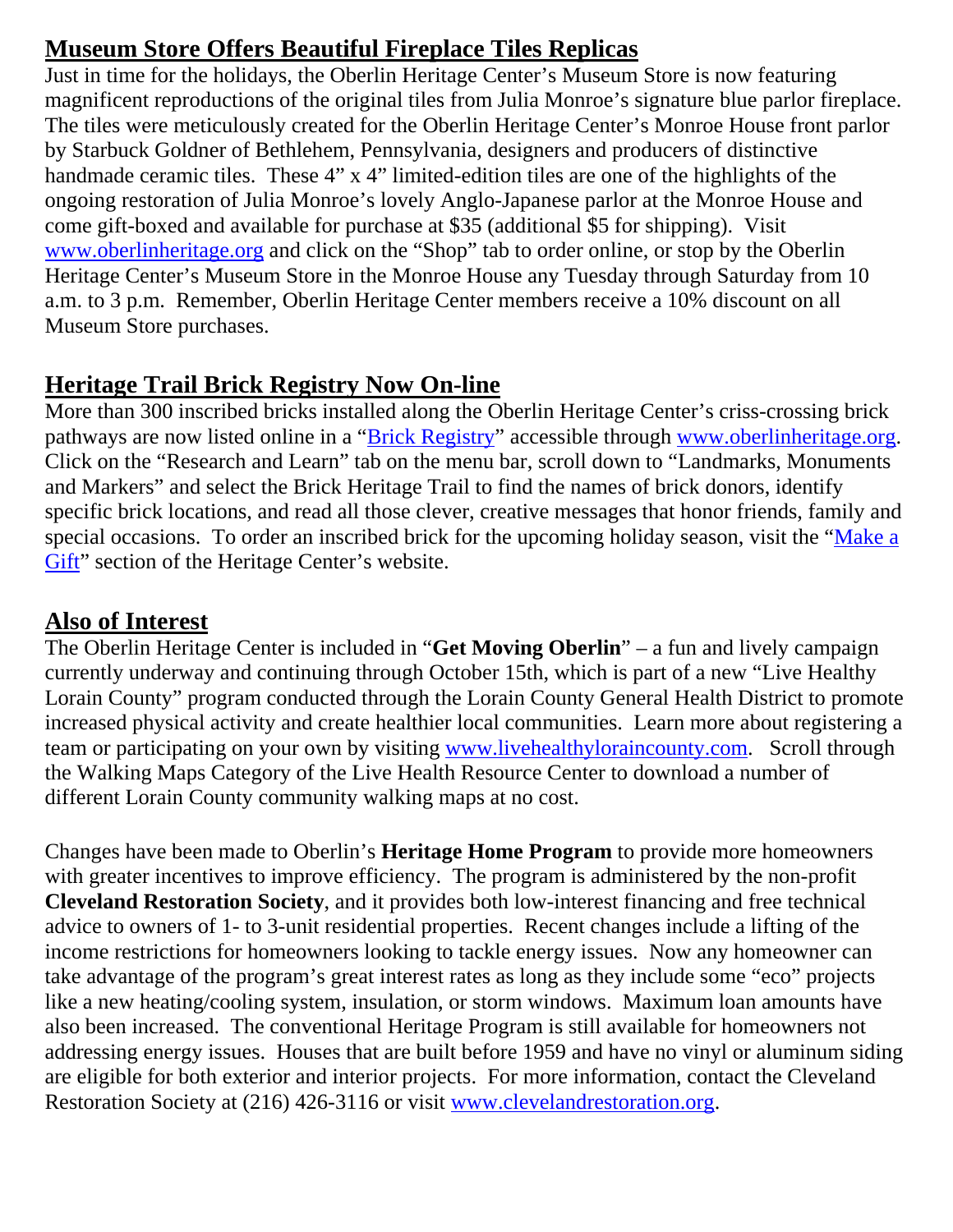## Museum Store Offers Beautiful Fireplace Tiles Replicas

Just in time for the holidays, the Oberlin Heritage Center's Museum Store is now featuring magnificent reproductions of the original tiles from Julia Monroe's signature blue parlor fireplace. The tiles were meticulously created for the Oberlin Heritage Center's Monroe House front parlor by Starbuck Goldner of Bethlehem, Pennsylvania, designers and producers of distinctive handmade ceramic tiles. These 4" x 4" limited-edition tiles are one of the highlights of the ongoing restoration of Julia Monroe's lovely Anglo-Japanese parlor at the Monroe House and come gift-boxed and available for purchase at $35 (additional $5 for shipping). Visit [www.oberlinheritage.org](http://www.oberlinheritage.org) and click on the "Shop" tab to order online, or stop by the Oberlin Heritage Center's Museum Store in the Monroe House any Tuesday through Saturday from 10 a.m. to 3 p.m. Remember, Oberlin Heritage Center members receive a 10% discount on all Museum Store purchases.

## Heritage Trail Brick Registry Now On-line

More than 300 inscribed bricks installed along the Oberlin Heritage Center's criss-crossing brick pathways are now listed online in a "Brick Registry" accessible through [www.oberlinheritage.org](http://www.oberlinheritage.org). Click on the "Research and Learn" tab on the menu bar, scroll down to "Landmarks, Monuments and Markers" and select the Brick Heritage Trail to find the names of brick donors, identify specific brick locations, and read all those clever, creative messages that honor friends, family and special occasions. To order an inscribed brick for the upcoming holiday season, visit the "Make a Gift" section of the Heritage Center's website.

## Also of Interest

The Oberlin Heritage Center is included in "**Get Moving Oberlin**" – a fun and lively campaign currently underway and continuing through October 15th, which is part of a new "Live Healthy Lorain County" program conducted through the Lorain County General Health District to promote increased physical activity and create healthier local communities. Learn more about registering a team or participating on your own by visiting [www.livehealthyloraincounty.com](http://www.livehealthyloraincounty.com). Scroll through the Walking Maps Category of the Live Health Resource Center to download a number of different Lorain County community walking maps at no cost.

Changes have been made to Oberlin's **Heritage Home Program** to provide more homeowners with greater incentives to improve efficiency. The program is administered by the non-profit **Cleveland Restoration Society**, and it provides both low-interest financing and free technical advice to owners of 1- to 3-unit residential properties. Recent changes include a lifting of the income restrictions for homeowners looking to tackle energy issues. Now any homeowner can take advantage of the program's great interest rates as long as they include some "eco" projects like a new heating/cooling system, insulation, or storm windows. Maximum loan amounts have also been increased. The conventional Heritage Program is still available for homeowners not addressing energy issues. Houses that are built before 1959 and have no vinyl or aluminum siding are eligible for both exterior and interior projects. For more information, contact the Cleveland Restoration Society at (216) 426-3116 or visit [www.clevelandrestoration.org](http://www.clevelandrestoration.org).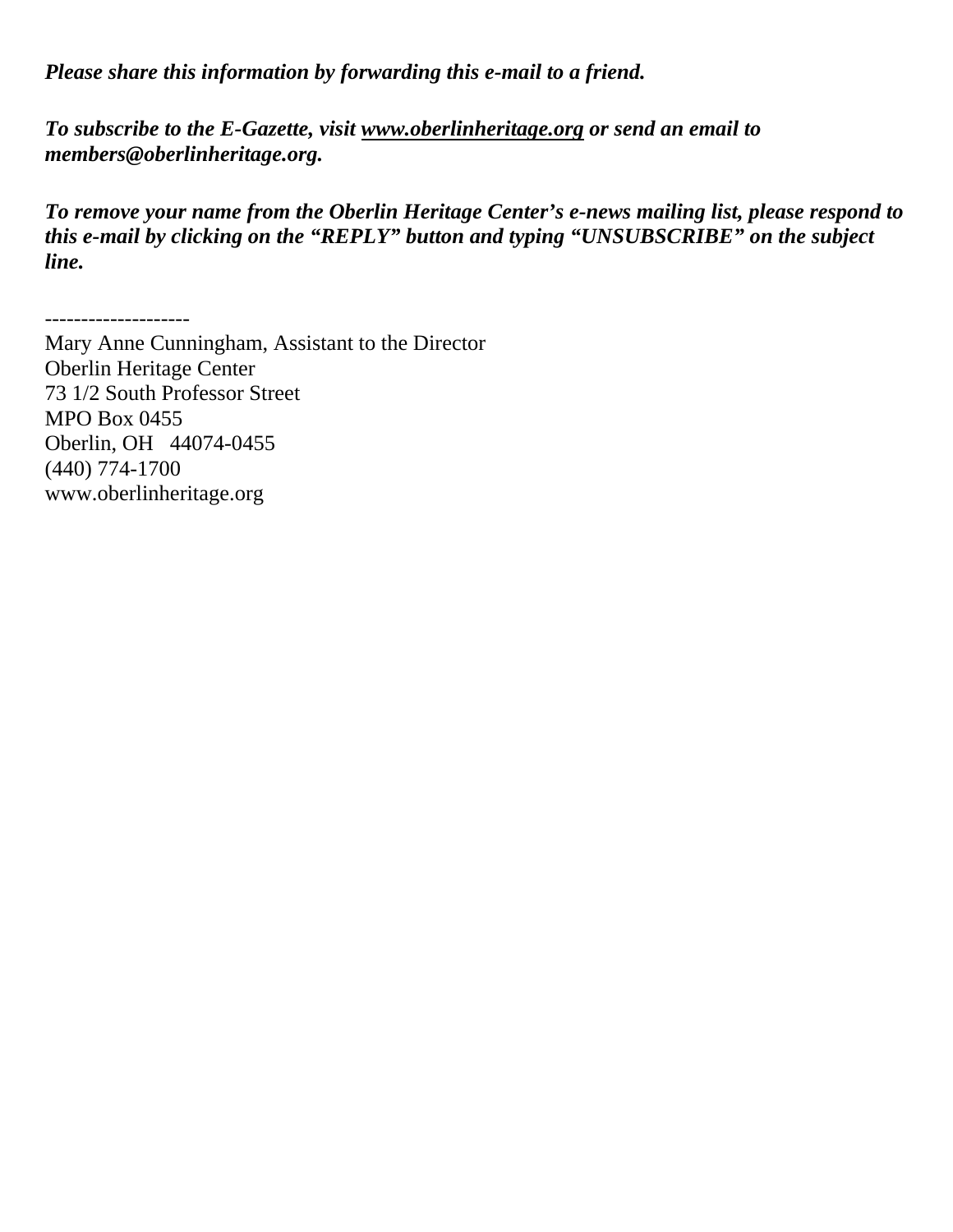***Please share this information by forwarding this e-mail to a friend.***

***To subscribe to the E-Gazette, visit [www.oberlinheritage.org](http://www.oberlinheritage.org) or send an email to members@oberlinheritage.org.***

***To remove your name from the Oberlin Heritage Center's e-news mailing list, please respond to this e-mail by clicking on the "REPLY" button and typing "UNSUBSCRIBE" on the subject line.***

--------------------
Mary Anne Cunningham, Assistant to the Director
Oberlin Heritage Center
73 1/2 South Professor Street
MPO Box 0455
Oberlin, OH 44074-0455
(440) 774-1700
www.oberlinheritage.org